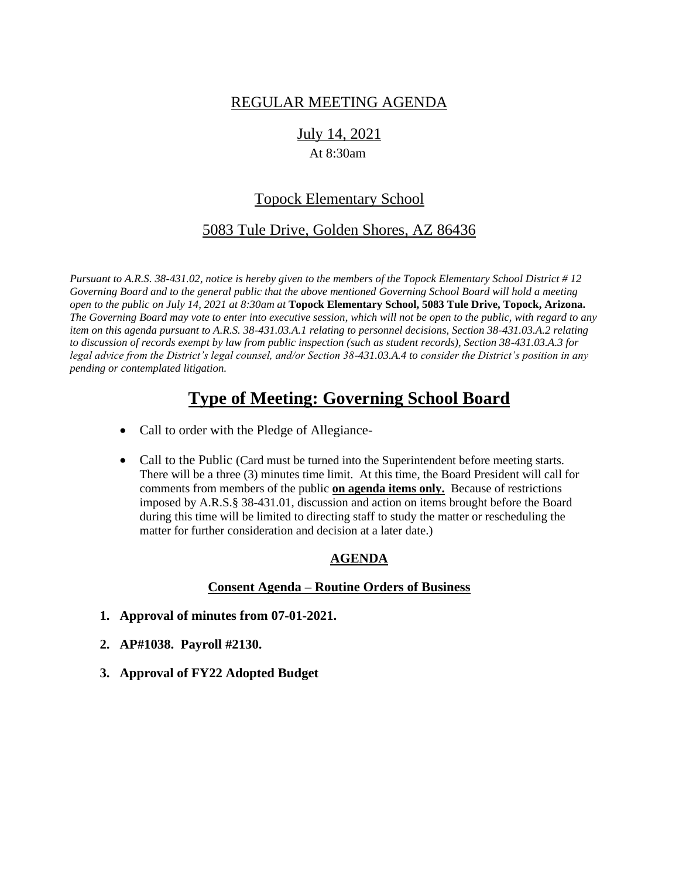REGULAR MEETING AGENDA

July 14, 2021

At 8:30am

Topock Elementary School

5083 Tule Drive, Golden Shores, AZ 86436

*Pursuant to A.R.S. 38-431.02, notice is hereby given to the members of the Topock Elementary School District # 12 Governing Board and to the general public that the above mentioned Governing School Board will hold a meeting open to the public on July 14, 2021 at 8:30am at* **Topock Elementary School, 5083 Tule Drive, Topock, Arizona.** *The Governing Board may vote to enter into executive session, which will not be open to the public, with regard to any item on this agenda pursuant to A.R.S. 38-431.03.A.1 relating to personnel decisions, Section 38-431.03.A.2 relating to discussion of records exempt by law from public inspection (such as student records), Section 38-431.03.A.3 for legal advice from the District's legal counsel, and/or Section 38-431.03.A.4 to consider the District's position in any pending or contemplated litigation.*

# Type of Meeting: Governing School Board

- Call to order with the Pledge of Allegiance-
- Call to the Public (Card must be turned into the Superintendent before meeting starts. There will be a three (3) minutes time limit. At this time, the Board President will call for comments from members of the public **on agenda items only.** Because of restrictions imposed by A.R.S.§ 38-431.01, discussion and action on items brought before the Board during this time will be limited to directing staff to study the matter or rescheduling the matter for further consideration and decision at a later date.)

## AGENDA

### Consent Agenda – Routine Orders of Business

1. **Approval of minutes from 07-01-2021.**
2. **AP#1038. Payroll #2130.**
3. **Approval of FY22 Adopted Budget**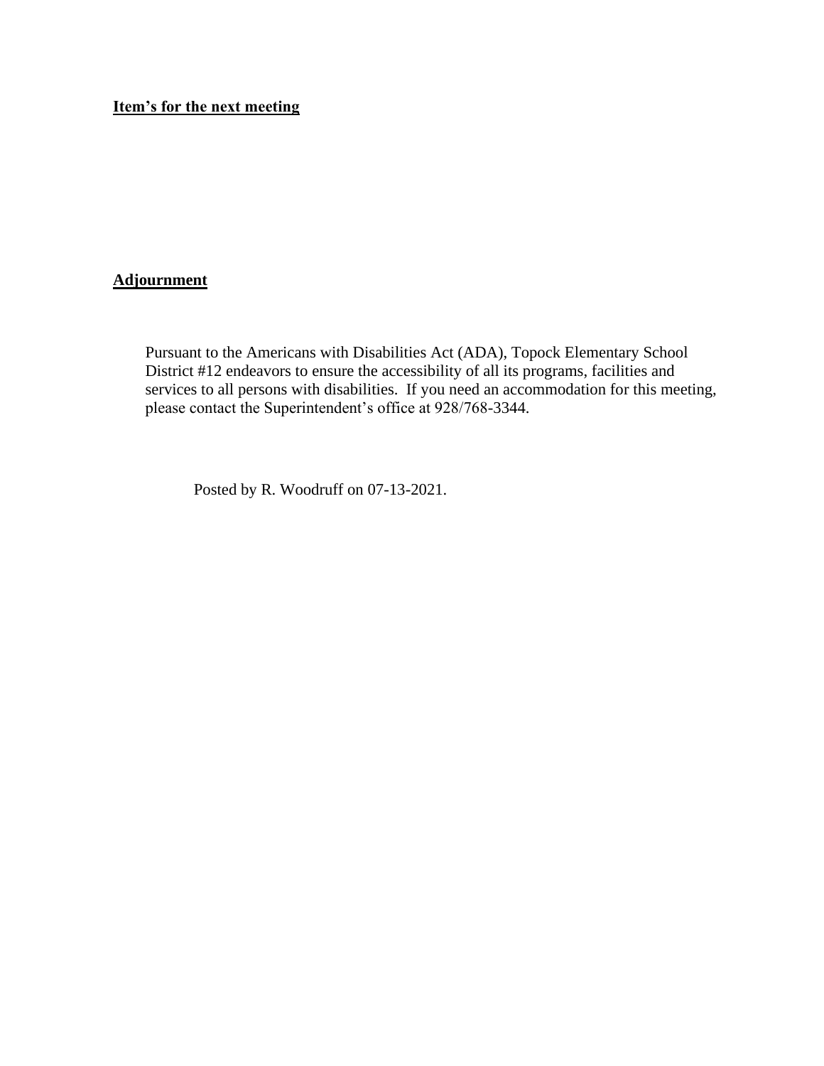**<u>Item's for the next meeting</u>**

**<u>Adjournment</u>**

Pursuant to the Americans with Disabilities Act (ADA), Topock Elementary School District #12 endeavors to ensure the accessibility of all its programs, facilities and services to all persons with disabilities. If you need an accommodation for this meeting, please contact the Superintendent's office at 928/768-3344.

Posted by R. Woodruff on 07-13-2021.